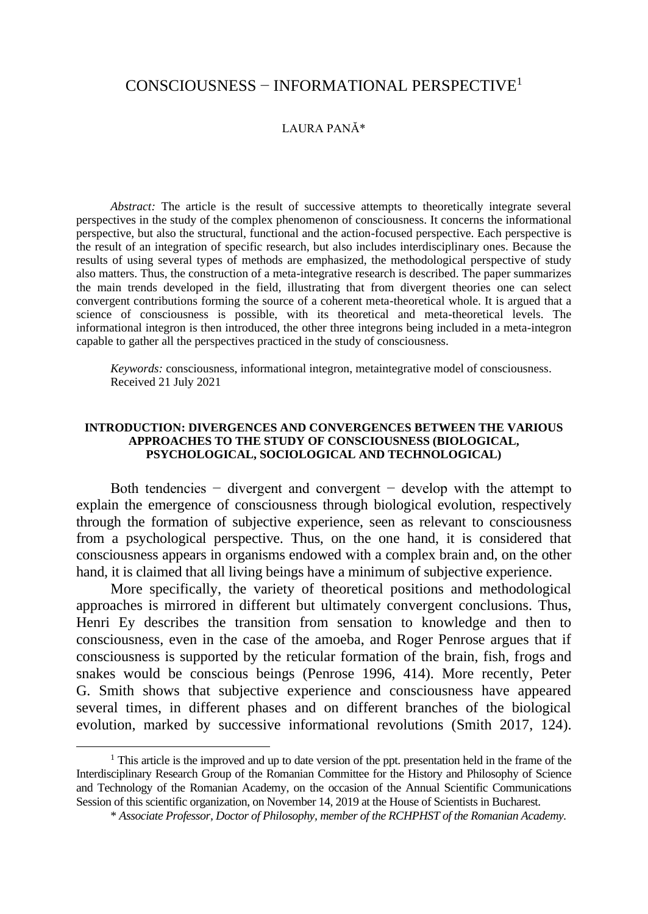# CONSCIOUSNESS − INFORMATIONAL PERSPECTIVE[1]

LAURA PANĂ*

*Abstract:* The article is the result of successive attempts to theoretically integrate several perspectives in the study of the complex phenomenon of consciousness. It concerns the informational perspective, but also the structural, functional and the action-focused perspective. Each perspective is the result of an integration of specific research, but also includes interdisciplinary ones. Because the results of using several types of methods are emphasized, the methodological perspective of study also matters. Thus, the construction of a meta-integrative research is described. The paper summarizes the main trends developed in the field, illustrating that from divergent theories one can select convergent contributions forming the source of a coherent meta-theoretical whole. It is argued that a science of consciousness is possible, with its theoretical and meta-theoretical levels. The informational integron is then introduced, the other three integrons being included in a meta-integron capable to gather all the perspectives practiced in the study of consciousness.

*Keywords:* consciousness, informational integron, metaintegrative model of consciousness.
Received 21 July 2021

## INTRODUCTION: DIVERGENCES AND CONVERGENCES BETWEEN THE VARIOUS APPROACHES TO THE STUDY OF CONSCIOUSNESS (BIOLOGICAL, PSYCHOLOGICAL, SOCIOLOGICAL AND TECHNOLOGICAL)

Both tendencies − divergent and convergent − develop with the attempt to explain the emergence of consciousness through biological evolution, respectively through the formation of subjective experience, seen as relevant to consciousness from a psychological perspective. Thus, on the one hand, it is considered that consciousness appears in organisms endowed with a complex brain and, on the other hand, it is claimed that all living beings have a minimum of subjective experience.

More specifically, the variety of theoretical positions and methodological approaches is mirrored in different but ultimately convergent conclusions. Thus, Henri Ey describes the transition from sensation to knowledge and then to consciousness, even in the case of the amoeba, and Roger Penrose argues that if consciousness is supported by the reticular formation of the brain, fish, frogs and snakes would be conscious beings (Penrose 1996, 414). More recently, Peter G. Smith shows that subjective experience and consciousness have appeared several times, in different phases and on different branches of the biological evolution, marked by successive informational revolutions (Smith 2017, 124).

[1] This article is the improved and up to date version of the ppt. presentation held in the frame of the Interdisciplinary Research Group of the Romanian Committee for the History and Philosophy of Science and Technology of the Romanian Academy, on the occasion of the Annual Scientific Communications Session of this scientific organization, on November 14, 2019 at the House of Scientists in Bucharest.

\* *Associate Professor, Doctor of Philosophy, member of the RCHPHST of the Romanian Academy.*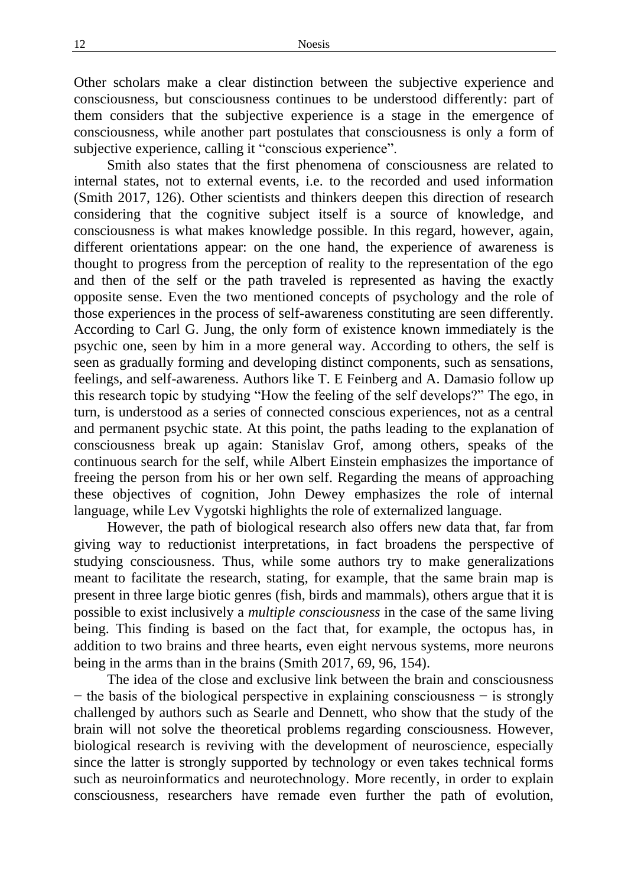Other scholars make a clear distinction between the subjective experience and consciousness, but consciousness continues to be understood differently: part of them considers that the subjective experience is a stage in the emergence of consciousness, while another part postulates that consciousness is only a form of subjective experience, calling it "conscious experience".

Smith also states that the first phenomena of consciousness are related to internal states, not to external events, i.e. to the recorded and used information (Smith 2017, 126). Other scientists and thinkers deepen this direction of research considering that the cognitive subject itself is a source of knowledge, and consciousness is what makes knowledge possible. In this regard, however, again, different orientations appear: on the one hand, the experience of awareness is thought to progress from the perception of reality to the representation of the ego and then of the self or the path traveled is represented as having the exactly opposite sense. Even the two mentioned concepts of psychology and the role of those experiences in the process of self-awareness constituting are seen differently. According to Carl G. Jung, the only form of existence known immediately is the psychic one, seen by him in a more general way. According to others, the self is seen as gradually forming and developing distinct components, such as sensations, feelings, and self-awareness. Authors like T. E Feinberg and A. Damasio follow up this research topic by studying "How the feeling of the self develops?" The ego, in turn, is understood as a series of connected conscious experiences, not as a central and permanent psychic state. At this point, the paths leading to the explanation of consciousness break up again: Stanislav Grof, among others, speaks of the continuous search for the self, while Albert Einstein emphasizes the importance of freeing the person from his or her own self. Regarding the means of approaching these objectives of cognition, John Dewey emphasizes the role of internal language, while Lev Vygotski highlights the role of externalized language.

However, the path of biological research also offers new data that, far from giving way to reductionist interpretations, in fact broadens the perspective of studying consciousness. Thus, while some authors try to make generalizations meant to facilitate the research, stating, for example, that the same brain map is present in three large biotic genres (fish, birds and mammals), others argue that it is possible to exist inclusively a *multiple consciousness* in the case of the same living being. This finding is based on the fact that, for example, the octopus has, in addition to two brains and three hearts, even eight nervous systems, more neurons being in the arms than in the brains (Smith 2017, 69, 96, 154).

The idea of the close and exclusive link between the brain and consciousness − the basis of the biological perspective in explaining consciousness − is strongly challenged by authors such as Searle and Dennett, who show that the study of the brain will not solve the theoretical problems regarding consciousness. However, biological research is reviving with the development of neuroscience, especially since the latter is strongly supported by technology or even takes technical forms such as neuroinformatics and neurotechnology. More recently, in order to explain consciousness, researchers have remade even further the path of evolution,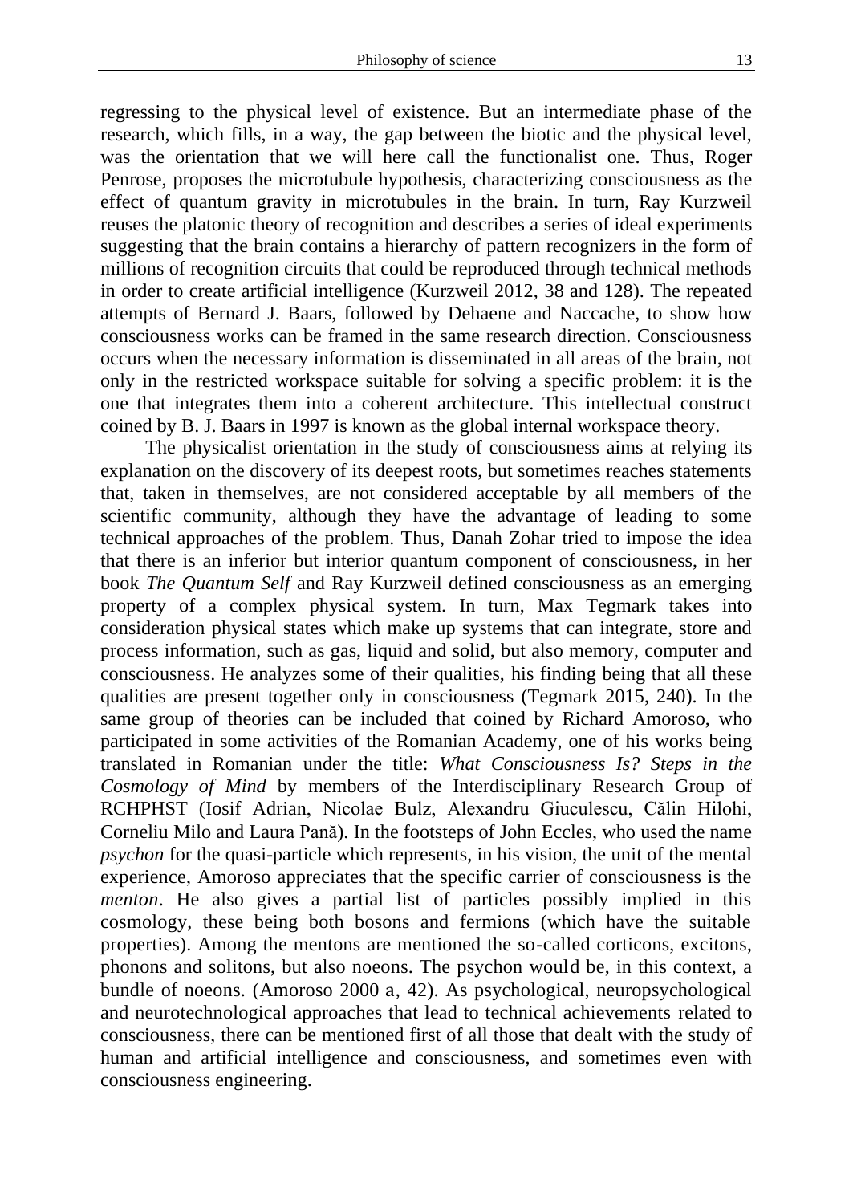regressing to the physical level of existence. But an intermediate phase of the research, which fills, in a way, the gap between the biotic and the physical level, was the orientation that we will here call the functionalist one. Thus, Roger Penrose, proposes the microtubule hypothesis, characterizing consciousness as the effect of quantum gravity in microtubules in the brain. In turn, Ray Kurzweil reuses the platonic theory of recognition and describes a series of ideal experiments suggesting that the brain contains a hierarchy of pattern recognizers in the form of millions of recognition circuits that could be reproduced through technical methods in order to create artificial intelligence (Kurzweil 2012, 38 and 128). The repeated attempts of Bernard J. Baars, followed by Dehaene and Naccache, to show how consciousness works can be framed in the same research direction. Consciousness occurs when the necessary information is disseminated in all areas of the brain, not only in the restricted workspace suitable for solving a specific problem: it is the one that integrates them into a coherent architecture. This intellectual construct coined by B. J. Baars in 1997 is known as the global internal workspace theory.

The physicalist orientation in the study of consciousness aims at relying its explanation on the discovery of its deepest roots, but sometimes reaches statements that, taken in themselves, are not considered acceptable by all members of the scientific community, although they have the advantage of leading to some technical approaches of the problem. Thus, Danah Zohar tried to impose the idea that there is an inferior but interior quantum component of consciousness, in her book *The Quantum Self* and Ray Kurzweil defined consciousness as an emerging property of a complex physical system. In turn, Max Tegmark takes into consideration physical states which make up systems that can integrate, store and process information, such as gas, liquid and solid, but also memory, computer and consciousness. He analyzes some of their qualities, his finding being that all these qualities are present together only in consciousness (Tegmark 2015, 240). In the same group of theories can be included that coined by Richard Amoroso, who participated in some activities of the Romanian Academy, one of his works being translated in Romanian under the title: *What Consciousness Is? Steps in the Cosmology of Mind* by members of the Interdisciplinary Research Group of RCHPHST (Iosif Adrian, Nicolae Bulz, Alexandru Giuculescu, Călin Hilohi, Corneliu Milo and Laura Pană). In the footsteps of John Eccles, who used the name *psychon* for the quasi-particle which represents, in his vision, the unit of the mental experience, Amoroso appreciates that the specific carrier of consciousness is the *menton*. He also gives a partial list of particles possibly implied in this cosmology, these being both bosons and fermions (which have the suitable properties). Among the mentons are mentioned the so-called corticons, excitons, phonons and solitons, but also noeons. The psychon would be, in this context, a bundle of noeons. (Amoroso 2000 a, 42). As psychological, neuropsychological and neurotechnological approaches that lead to technical achievements related to consciousness, there can be mentioned first of all those that dealt with the study of human and artificial intelligence and consciousness, and sometimes even with consciousness engineering.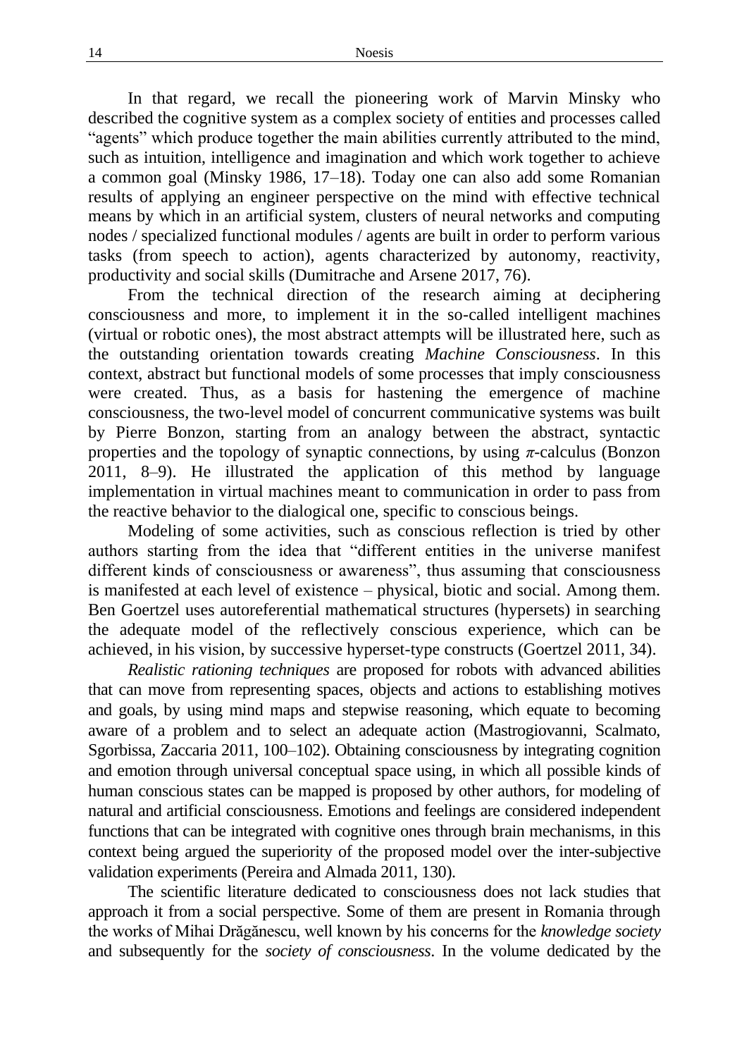In that regard, we recall the pioneering work of Marvin Minsky who described the cognitive system as a complex society of entities and processes called "agents" which produce together the main abilities currently attributed to the mind, such as intuition, intelligence and imagination and which work together to achieve a common goal (Minsky 1986, 17–18). Today one can also add some Romanian results of applying an engineer perspective on the mind with effective technical means by which in an artificial system, clusters of neural networks and computing nodes / specialized functional modules / agents are built in order to perform various tasks (from speech to action), agents characterized by autonomy, reactivity, productivity and social skills (Dumitrache and Arsene 2017, 76).

From the technical direction of the research aiming at deciphering consciousness and more, to implement it in the so-called intelligent machines (virtual or robotic ones), the most abstract attempts will be illustrated here, such as the outstanding orientation towards creating *Machine Consciousness*. In this context, abstract but functional models of some processes that imply consciousness were created. Thus, as a basis for hastening the emergence of machine consciousness, the two-level model of concurrent communicative systems was built by Pierre Bonzon, starting from an analogy between the abstract, syntactic properties and the topology of synaptic connections, by using $\pi$-calculus (Bonzon 2011, 8–9). He illustrated the application of this method by language implementation in virtual machines meant to communication in order to pass from the reactive behavior to the dialogical one, specific to conscious beings.

Modeling of some activities, such as conscious reflection is tried by other authors starting from the idea that "different entities in the universe manifest different kinds of consciousness or awareness", thus assuming that consciousness is manifested at each level of existence – physical, biotic and social. Among them. Ben Goertzel uses autoreferential mathematical structures (hypersets) in searching the adequate model of the reflectively conscious experience, which can be achieved, in his vision, by successive hyperset-type constructs (Goertzel 2011, 34).

*Realistic rationing techniques* are proposed for robots with advanced abilities that can move from representing spaces, objects and actions to establishing motives and goals, by using mind maps and stepwise reasoning, which equate to becoming aware of a problem and to select an adequate action (Mastrogiovanni, Scalmato, Sgorbissa, Zaccaria 2011, 100–102). Obtaining consciousness by integrating cognition and emotion through universal conceptual space using, in which all possible kinds of human conscious states can be mapped is proposed by other authors, for modeling of natural and artificial consciousness. Emotions and feelings are considered independent functions that can be integrated with cognitive ones through brain mechanisms, in this context being argued the superiority of the proposed model over the inter-subjective validation experiments (Pereira and Almada 2011, 130).

The scientific literature dedicated to consciousness does not lack studies that approach it from a social perspective. Some of them are present in Romania through the works of Mihai Drăgănescu, well known by his concerns for the *knowledge society* and subsequently for the *society of consciousness*. In the volume dedicated by the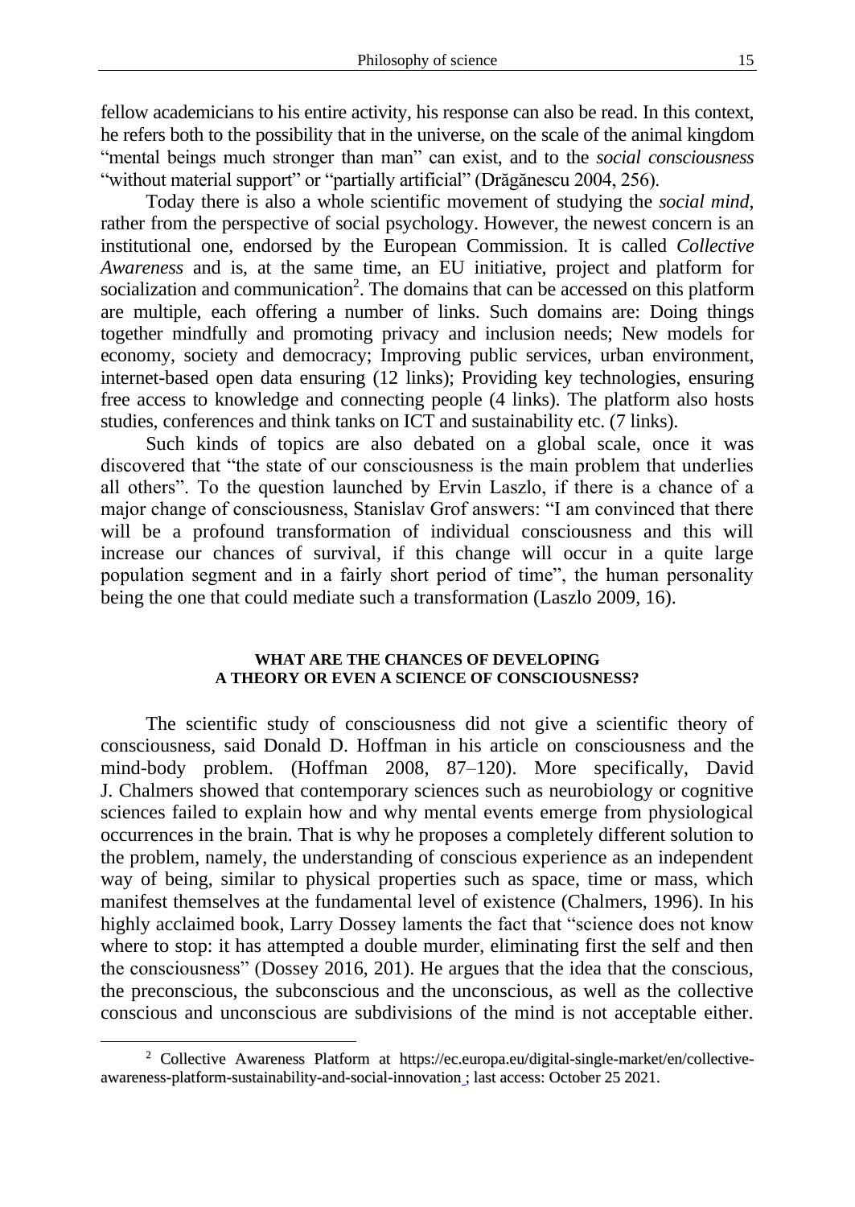fellow academicians to his entire activity, his response can also be read. In this context, he refers both to the possibility that in the universe, on the scale of the animal kingdom "mental beings much stronger than man" can exist, and to the *social consciousness* "without material support" or "partially artificial" (Drăgănescu 2004, 256).

Today there is also a whole scientific movement of studying the *social mind*, rather from the perspective of social psychology. However, the newest concern is an institutional one, endorsed by the European Commission. It is called *Collective Awareness* and is, at the same time, an EU initiative, project and platform for socialization and communication[2]. The domains that can be accessed on this platform are multiple, each offering a number of links. Such domains are: Doing things together mindfully and promoting privacy and inclusion needs; New models for economy, society and democracy; Improving public services, urban environment, internet-based open data ensuring (12 links); Providing key technologies, ensuring free access to knowledge and connecting people (4 links). The platform also hosts studies, conferences and think tanks on ICT and sustainability etc. (7 links).

Such kinds of topics are also debated on a global scale, once it was discovered that "the state of our consciousness is the main problem that underlies all others". To the question launched by Ervin Laszlo, if there is a chance of a major change of consciousness, Stanislav Grof answers: "I am convinced that there will be a profound transformation of individual consciousness and this will increase our chances of survival, if this change will occur in a quite large population segment and in a fairly short period of time", the human personality being the one that could mediate such a transformation (Laszlo 2009, 16).

## WHAT ARE THE CHANCES OF DEVELOPING A THEORY OR EVEN A SCIENCE OF CONSCIOUSNESS?

The scientific study of consciousness did not give a scientific theory of consciousness, said Donald D. Hoffman in his article on consciousness and the mind-body problem. (Hoffman 2008, 87–120). More specifically, David J. Chalmers showed that contemporary sciences such as neurobiology or cognitive sciences failed to explain how and why mental events emerge from physiological occurrences in the brain. That is why he proposes a completely different solution to the problem, namely, the understanding of conscious experience as an independent way of being, similar to physical properties such as space, time or mass, which manifest themselves at the fundamental level of existence (Chalmers, 1996). In his highly acclaimed book, Larry Dossey laments the fact that "science does not know where to stop: it has attempted a double murder, eliminating first the self and then the consciousness" (Dossey 2016, 201). He argues that the idea that the conscious, the preconscious, the subconscious and the unconscious, as well as the collective conscious and unconscious are subdivisions of the mind is not acceptable either.

[2] Collective Awareness Platform at https://ec.europa.eu/digital-single-market/en/collective-awareness-platform-sustainability-and-social-innovation ; last access: October 25 2021.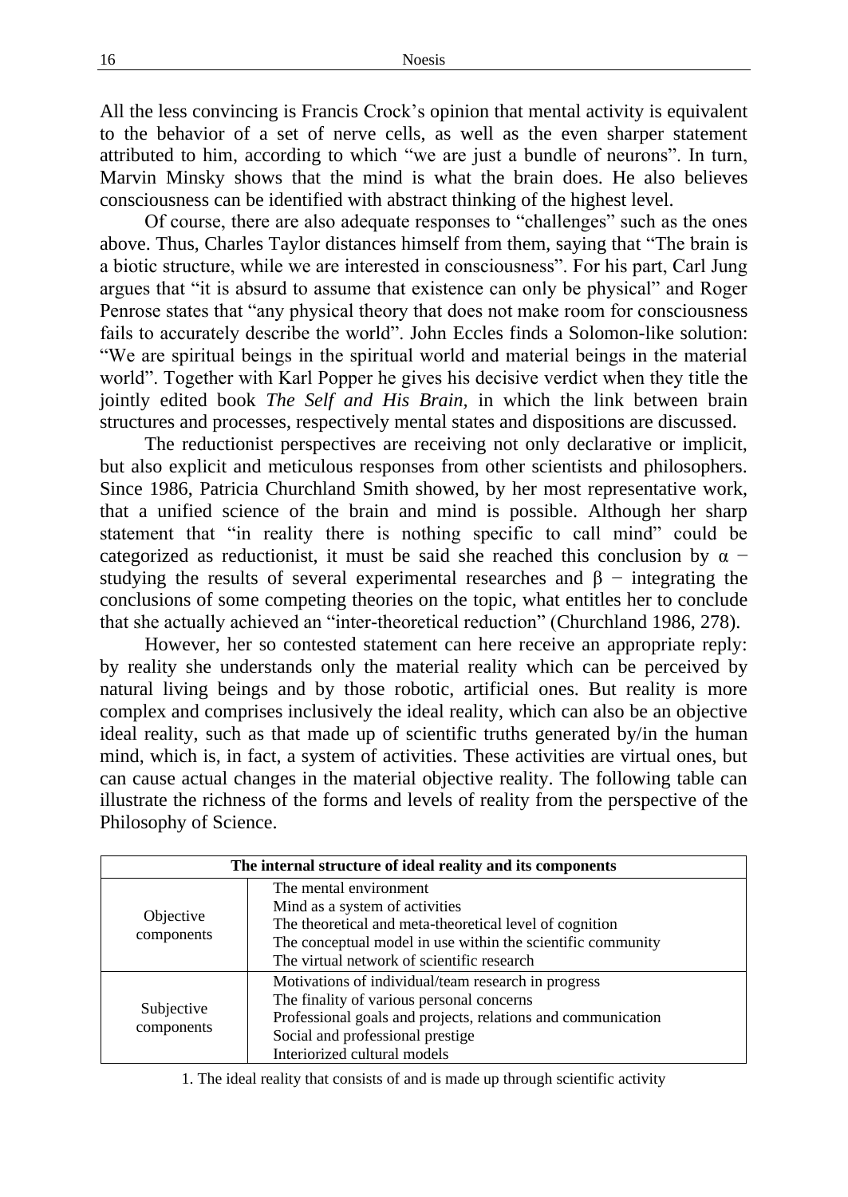All the less convincing is Francis Crock's opinion that mental activity is equivalent to the behavior of a set of nerve cells, as well as the even sharper statement attributed to him, according to which "we are just a bundle of neurons". In turn, Marvin Minsky shows that the mind is what the brain does. He also believes consciousness can be identified with abstract thinking of the highest level.

Of course, there are also adequate responses to "challenges" such as the ones above. Thus, Charles Taylor distances himself from them, saying that "The brain is a biotic structure, while we are interested in consciousness". For his part, Carl Jung argues that "it is absurd to assume that existence can only be physical" and Roger Penrose states that "any physical theory that does not make room for consciousness fails to accurately describe the world". John Eccles finds a Solomon-like solution: "We are spiritual beings in the spiritual world and material beings in the material world". Together with Karl Popper he gives his decisive verdict when they title the jointly edited book *The Self and His Brain,* in which the link between brain structures and processes, respectively mental states and dispositions are discussed.

The reductionist perspectives are receiving not only declarative or implicit, but also explicit and meticulous responses from other scientists and philosophers. Since 1986, Patricia Churchland Smith showed, by her most representative work, that a unified science of the brain and mind is possible. Although her sharp statement that "in reality there is nothing specific to call mind" could be categorized as reductionist, it must be said she reached this conclusion by α − studying the results of several experimental researches and β − integrating the conclusions of some competing theories on the topic, what entitles her to conclude that she actually achieved an "inter-theoretical reduction" (Churchland 1986, 278).

However, her so contested statement can here receive an appropriate reply: by reality she understands only the material reality which can be perceived by natural living beings and by those robotic, artificial ones. But reality is more complex and comprises inclusively the ideal reality, which can also be an objective ideal reality, such as that made up of scientific truths generated by/in the human mind, which is, in fact, a system of activities. These activities are virtual ones, but can cause actual changes in the material objective reality. The following table can illustrate the richness of the forms and levels of reality from the perspective of the Philosophy of Science.

| The internal structure of ideal reality and its components | |
|---|---|
| Objective components | The mental environment<br>Mind as a system of activities<br>The theoretical and meta-theoretical level of cognition<br>The conceptual model in use within the scientific community<br>The virtual network of scientific research |
| Subjective components | Motivations of individual/team research in progress<br>The finality of various personal concerns<br>Professional goals and projects, relations and communication<br>Social and professional prestige<br>Interiorized cultural models |

1. The ideal reality that consists of and is made up through scientific activity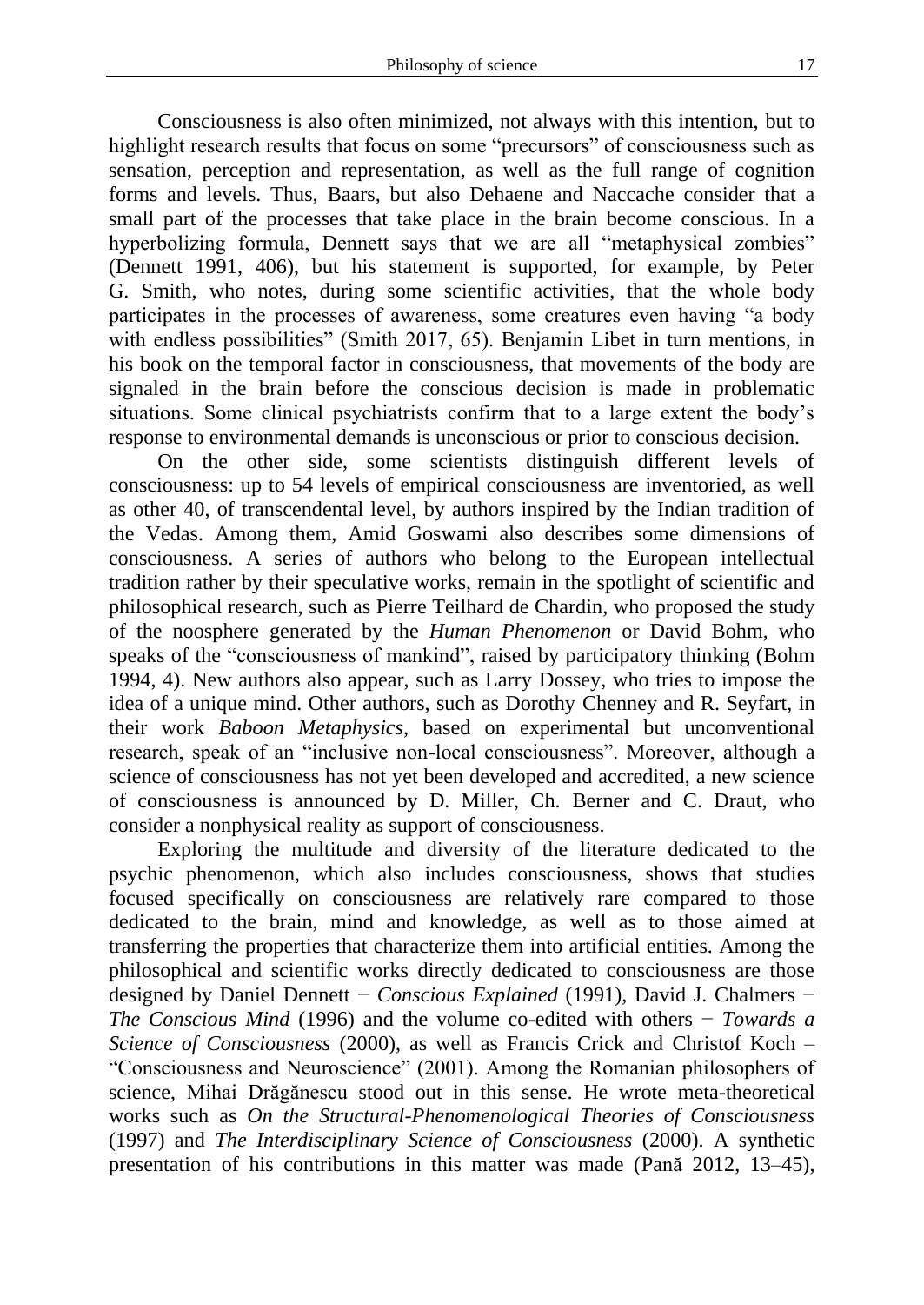Consciousness is also often minimized, not always with this intention, but to highlight research results that focus on some “precursors” of consciousness such as sensation, perception and representation, as well as the full range of cognition forms and levels. Thus, Baars, but also Dehaene and Naccache consider that a small part of the processes that take place in the brain become conscious. In a hyperbolizing formula, Dennett says that we are all “metaphysical zombies” (Dennett 1991, 406), but his statement is supported, for example, by Peter G. Smith, who notes, during some scientific activities, that the whole body participates in the processes of awareness, some creatures even having “a body with endless possibilities” (Smith 2017, 65). Benjamin Libet in turn mentions, in his book on the temporal factor in consciousness, that movements of the body are signaled in the brain before the conscious decision is made in problematic situations. Some clinical psychiatrists confirm that to a large extent the body’s response to environmental demands is unconscious or prior to conscious decision.

On the other side, some scientists distinguish different levels of consciousness: up to 54 levels of empirical consciousness are inventoried, as well as other 40, of transcendental level, by authors inspired by the Indian tradition of the Vedas. Among them, Amid Goswami also describes some dimensions of consciousness. A series of authors who belong to the European intellectual tradition rather by their speculative works, remain in the spotlight of scientific and philosophical research, such as Pierre Teilhard de Chardin, who proposed the study of the noosphere generated by the *Human Phenomenon* or David Bohm, who speaks of the “consciousness of mankind”, raised by participatory thinking (Bohm 1994, 4). New authors also appear, such as Larry Dossey, who tries to impose the idea of a unique mind. Other authors, such as Dorothy Chenney and R. Seyfart, in their work *Baboon Metaphysics*, based on experimental but unconventional research, speak of an “inclusive non-local consciousness”. Moreover, although a science of consciousness has not yet been developed and accredited, a new science of consciousness is announced by D. Miller, Ch. Berner and C. Draut, who consider a nonphysical reality as support of consciousness.

Exploring the multitude and diversity of the literature dedicated to the psychic phenomenon, which also includes consciousness, shows that studies focused specifically on consciousness are relatively rare compared to those dedicated to the brain, mind and knowledge, as well as to those aimed at transferring the properties that characterize them into artificial entities. Among the philosophical and scientific works directly dedicated to consciousness are those designed by Daniel Dennett − *Conscious Explained* (1991), David J. Chalmers − *The Conscious Mind* (1996) and the volume co-edited with others − *Towards a Science of Consciousness* (2000), as well as Francis Crick and Christof Koch – “Consciousness and Neuroscience” (2001). Among the Romanian philosophers of science, Mihai Drăgănescu stood out in this sense. He wrote meta-theoretical works such as *On the Structural-Phenomenological Theories of Consciousness* (1997) and *The Interdisciplinary Science of Consciousness* (2000). A synthetic presentation of his contributions in this matter was made (Pană 2012, 13–45),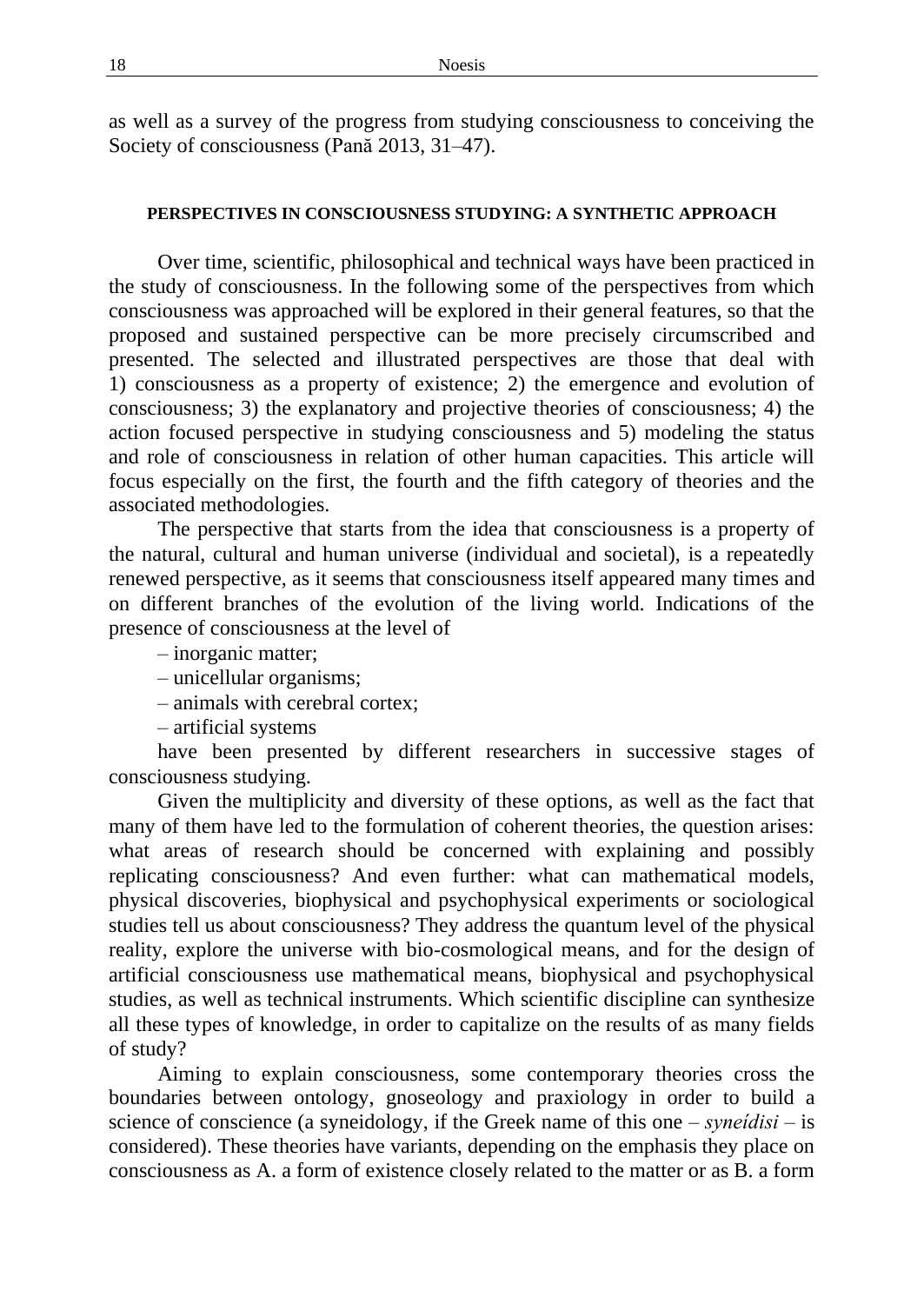as well as a survey of the progress from studying consciousness to conceiving the Society of consciousness (Pană 2013, 31–47).

## PERSPECTIVES IN CONSCIOUSNESS STUDYING: A SYNTHETIC APPROACH

Over time, scientific, philosophical and technical ways have been practiced in the study of consciousness. In the following some of the perspectives from which consciousness was approached will be explored in their general features, so that the proposed and sustained perspective can be more precisely circumscribed and presented. The selected and illustrated perspectives are those that deal with 1) consciousness as a property of existence; 2) the emergence and evolution of consciousness; 3) the explanatory and projective theories of consciousness; 4) the action focused perspective in studying consciousness and 5) modeling the status and role of consciousness in relation of other human capacities. This article will focus especially on the first, the fourth and the fifth category of theories and the associated methodologies.

The perspective that starts from the idea that consciousness is a property of the natural, cultural and human universe (individual and societal), is a repeatedly renewed perspective, as it seems that consciousness itself appeared many times and on different branches of the evolution of the living world. Indications of the presence of consciousness at the level of

– inorganic matter;

– unicellular organisms;

– animals with cerebral cortex;

– artificial systems

have been presented by different researchers in successive stages of consciousness studying.

Given the multiplicity and diversity of these options, as well as the fact that many of them have led to the formulation of coherent theories, the question arises: what areas of research should be concerned with explaining and possibly replicating consciousness? And even further: what can mathematical models, physical discoveries, biophysical and psychophysical experiments or sociological studies tell us about consciousness? They address the quantum level of the physical reality, explore the universe with bio-cosmological means, and for the design of artificial consciousness use mathematical means, biophysical and psychophysical studies, as well as technical instruments. Which scientific discipline can synthesize all these types of knowledge, in order to capitalize on the results of as many fields of study?

Aiming to explain consciousness, some contemporary theories cross the boundaries between ontology, gnoseology and praxiology in order to build a science of conscience (a syneidology, if the Greek name of this one – *syneídisi* – is considered). These theories have variants, depending on the emphasis they place on consciousness as A. a form of existence closely related to the matter or as B. a form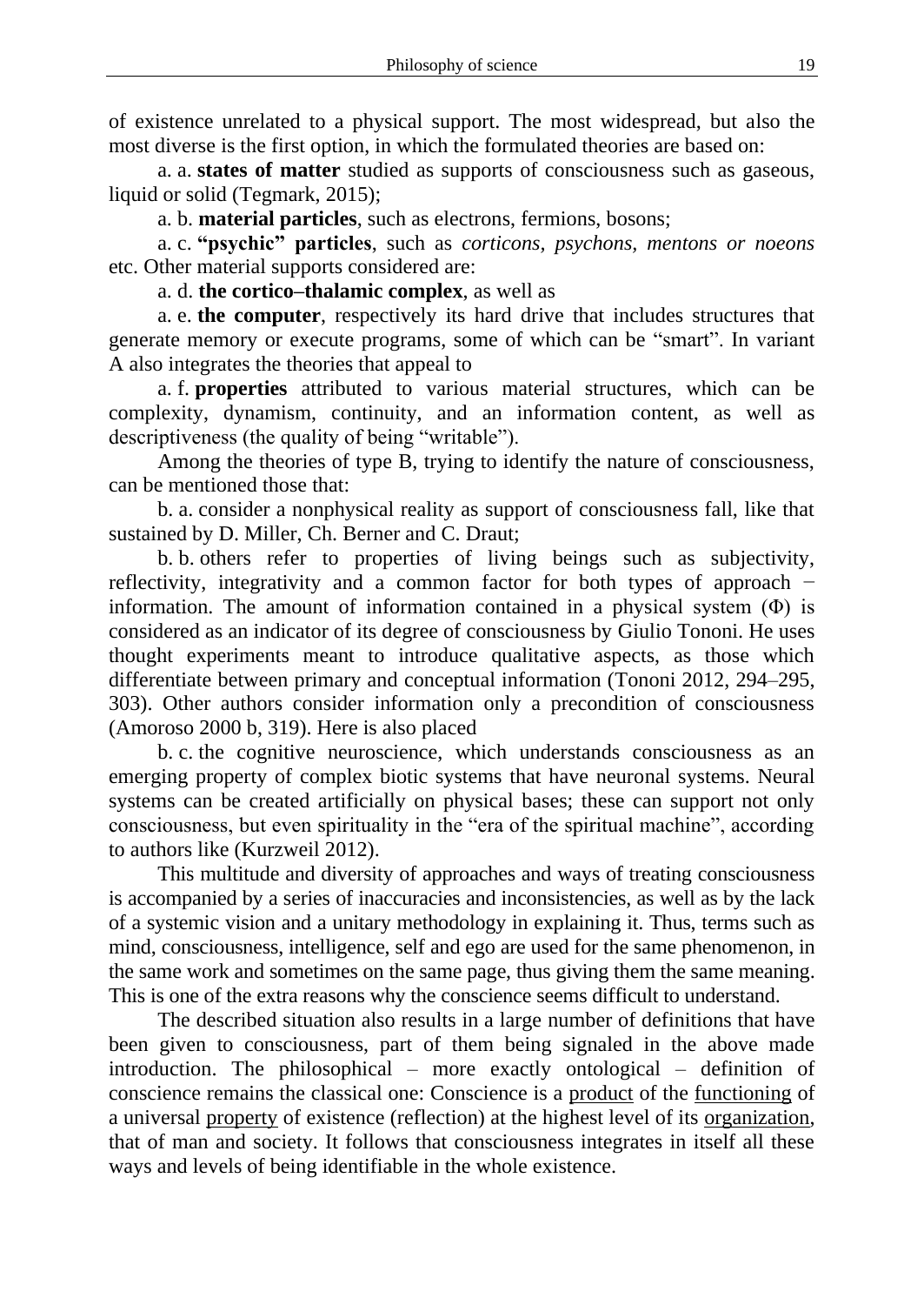of existence unrelated to a physical support. The most widespread, but also the most diverse is the first option, in which the formulated theories are based on:

a. a. **states of matter** studied as supports of consciousness such as gaseous, liquid or solid (Tegmark, 2015);

a. b. **material particles**, such as electrons, fermions, bosons;

a. c. **"psychic" particles**, such as *corticons, psychons, mentons or noeons* etc. Other material supports considered are:

a. d. **the cortico–thalamic complex**, as well as

a. e. **the computer**, respectively its hard drive that includes structures that generate memory or execute programs, some of which can be "smart". In variant A also integrates the theories that appeal to

a. f. **properties** attributed to various material structures, which can be complexity, dynamism, continuity, and an information content, as well as descriptiveness (the quality of being "writable").

Among the theories of type B, trying to identify the nature of consciousness, can be mentioned those that:

b. a. consider a nonphysical reality as support of consciousness fall, like that sustained by D. Miller, Ch. Berner and C. Draut;

b. b. others refer to properties of living beings such as subjectivity, reflectivity, integrativity and a common factor for both types of approach − information. The amount of information contained in a physical system (Φ) is considered as an indicator of its degree of consciousness by Giulio Tononi. He uses thought experiments meant to introduce qualitative aspects, as those which differentiate between primary and conceptual information (Tononi 2012, 294–295, 303). Other authors consider information only a precondition of consciousness (Amoroso 2000 b, 319). Here is also placed

b. c. the cognitive neuroscience, which understands consciousness as an emerging property of complex biotic systems that have neuronal systems. Neural systems can be created artificially on physical bases; these can support not only consciousness, but even spirituality in the "era of the spiritual machine", according to authors like (Kurzweil 2012).

This multitude and diversity of approaches and ways of treating consciousness is accompanied by a series of inaccuracies and inconsistencies, as well as by the lack of a systemic vision and a unitary methodology in explaining it. Thus, terms such as mind, consciousness, intelligence, self and ego are used for the same phenomenon, in the same work and sometimes on the same page, thus giving them the same meaning. This is one of the extra reasons why the conscience seems difficult to understand.

The described situation also results in a large number of definitions that have been given to consciousness, part of them being signaled in the above made introduction. The philosophical – more exactly ontological – definition of conscience remains the classical one: Conscience is a <u>product</u> of the <u>functioning</u> of a universal <u>property</u> of existence (reflection) at the highest level of its <u>organization</u>, that of man and society. It follows that consciousness integrates in itself all these ways and levels of being identifiable in the whole existence.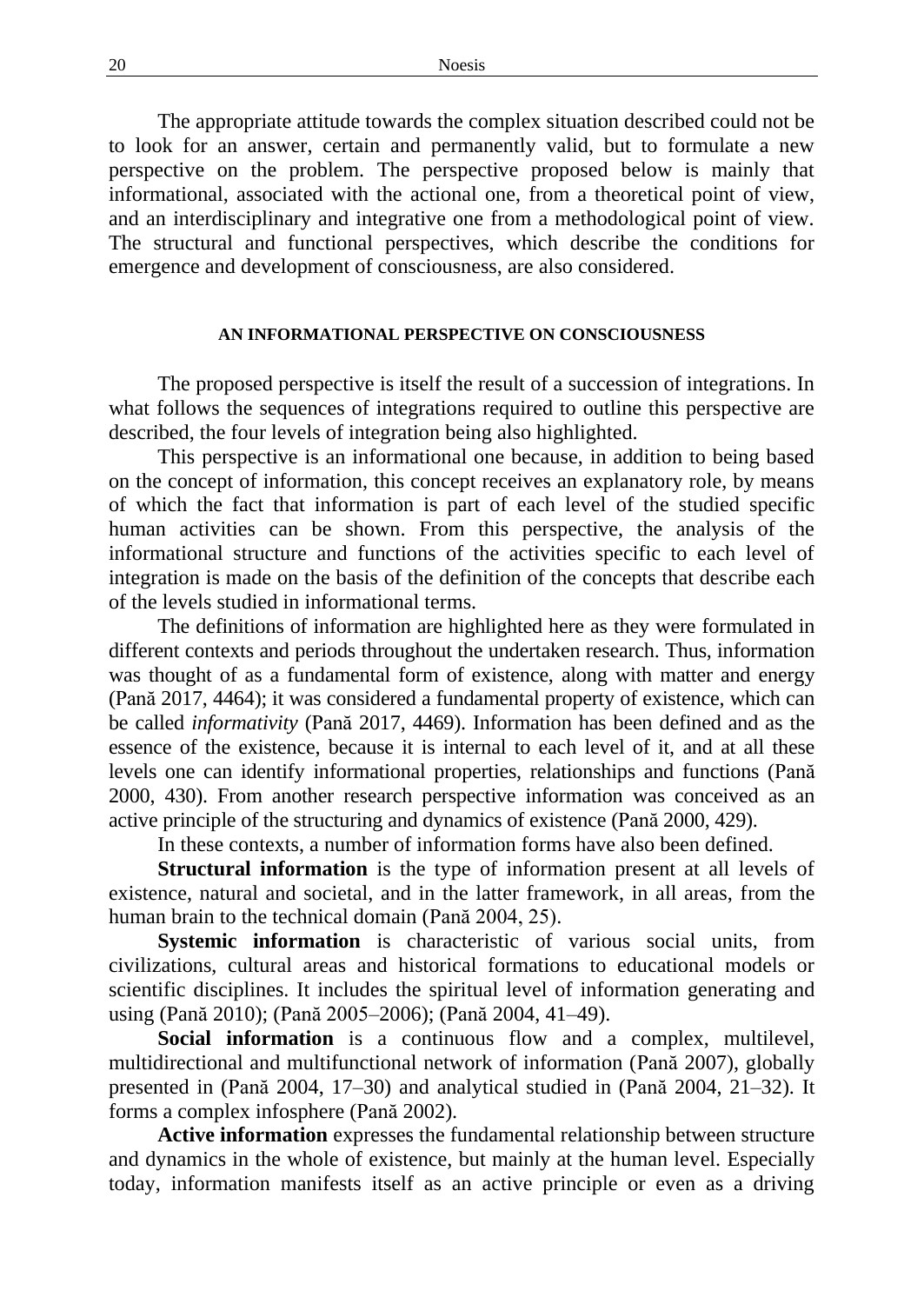The appropriate attitude towards the complex situation described could not be to look for an answer, certain and permanently valid, but to formulate a new perspective on the problem. The perspective proposed below is mainly that informational, associated with the actional one, from a theoretical point of view, and an interdisciplinary and integrative one from a methodological point of view. The structural and functional perspectives, which describe the conditions for emergence and development of consciousness, are also considered.

## AN INFORMATIONAL PERSPECTIVE ON CONSCIOUSNESS

The proposed perspective is itself the result of a succession of integrations. In what follows the sequences of integrations required to outline this perspective are described, the four levels of integration being also highlighted.

This perspective is an informational one because, in addition to being based on the concept of information, this concept receives an explanatory role, by means of which the fact that information is part of each level of the studied specific human activities can be shown. From this perspective, the analysis of the informational structure and functions of the activities specific to each level of integration is made on the basis of the definition of the concepts that describe each of the levels studied in informational terms.

The definitions of information are highlighted here as they were formulated in different contexts and periods throughout the undertaken research. Thus, information was thought of as a fundamental form of existence, along with matter and energy (Pană 2017, 4464); it was considered a fundamental property of existence, which can be called *informativity* (Pană 2017, 4469). Information has been defined and as the essence of the existence, because it is internal to each level of it, and at all these levels one can identify informational properties, relationships and functions (Pană 2000, 430). From another research perspective information was conceived as an active principle of the structuring and dynamics of existence (Pană 2000, 429).

In these contexts, a number of information forms have also been defined.

**Structural information** is the type of information present at all levels of existence, natural and societal, and in the latter framework, in all areas, from the human brain to the technical domain (Pană 2004, 25).

**Systemic information** is characteristic of various social units, from civilizations, cultural areas and historical formations to educational models or scientific disciplines. It includes the spiritual level of information generating and using (Pană 2010); (Pană 2005–2006); (Pană 2004, 41–49).

**Social information** is a continuous flow and a complex, multilevel, multidirectional and multifunctional network of information (Pană 2007), globally presented in (Pană 2004, 17–30) and analytical studied in (Pană 2004, 21–32). It forms a complex infosphere (Pană 2002).

**Active information** expresses the fundamental relationship between structure and dynamics in the whole of existence, but mainly at the human level. Especially today, information manifests itself as an active principle or even as a driving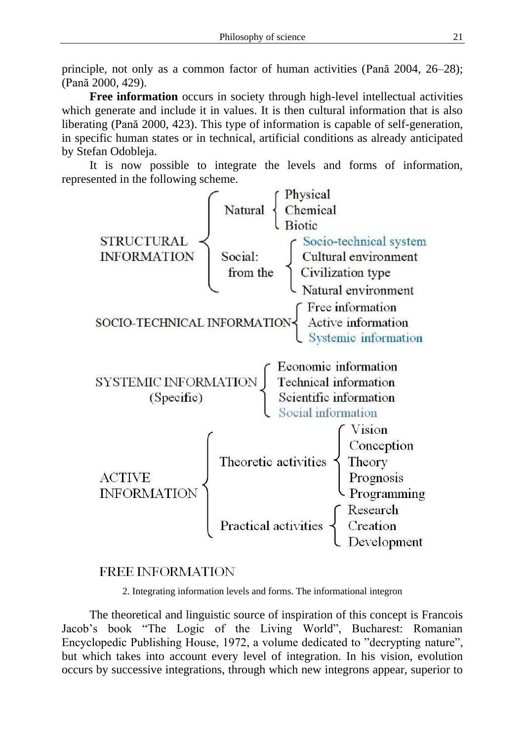principle, not only as a common factor of human activities (Pană 2004, 26–28); (Pană 2000, 429).

**Free information** occurs in society through high-level intellectual activities which generate and include it in values. It is then cultural information that is also liberating (Pană 2000, 423). This type of information is capable of self-generation, in specific human states or in technical, artificial conditions as already anticipated by Stefan Odobleja.

It is now possible to integrate the levels and forms of information, represented in the following scheme.

- STRUCTURAL INFORMATION
  - Natural
    - Physical
    - Chemical
    - Biotic
  - Social: from the
    - Socio-technical system
    - Cultural environment
    - Civilization type
    - Natural environment
- SOCIO-TECHNICAL INFORMATION
  - Free information
  - Active information
  - Systemic information
- SYSTEMIC INFORMATION (Specific)
  - Economic information
  - Technical information
  - Scientific information
  - Social information
- ACTIVE INFORMATION
  - Theoretic activities
    - Vision
    - Conception
    - Theory
    - Prognosis
    - Programming
  - Practical activities
    - Research
    - Creation
    - Development
- FREE INFORMATION

2. Integrating information levels and forms. The informational integron

The theoretical and linguistic source of inspiration of this concept is Francois Jacob's book "The Logic of the Living World", Bucharest: Romanian Encyclopedic Publishing House, 1972, a volume dedicated to "decrypting nature", but which takes into account every level of integration. In his vision, evolution occurs by successive integrations, through which new integrons appear, superior to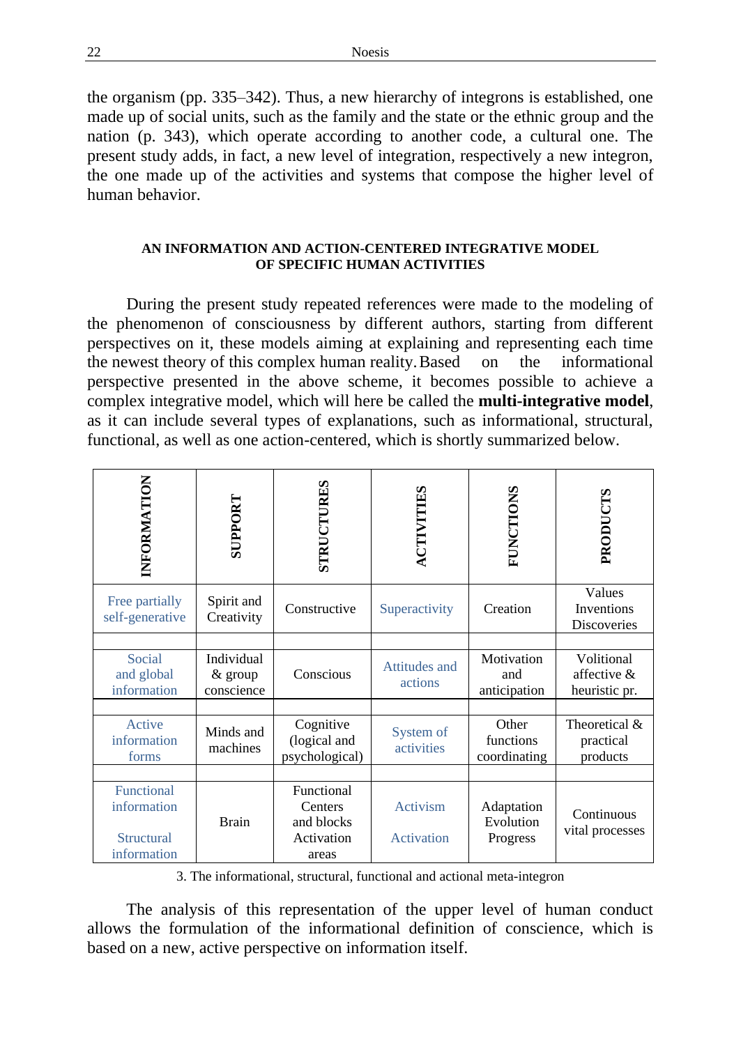the organism (pp. 335–342). Thus, a new hierarchy of integrons is established, one made up of social units, such as the family and the state or the ethnic group and the nation (p. 343), which operate according to another code, a cultural one. The present study adds, in fact, a new level of integration, respectively a new integron, the one made up of the activities and systems that compose the higher level of human behavior.

#### AN INFORMATION AND ACTION-CENTERED INTEGRATIVE MODEL OF SPECIFIC HUMAN ACTIVITIES

During the present study repeated references were made to the modeling of the phenomenon of consciousness by different authors, starting from different perspectives on it, these models aiming at explaining and representing each time the newest theory of this complex human reality. Based on the informational perspective presented in the above scheme, it becomes possible to achieve a complex integrative model, which will here be called the **multi-integrative model**, as it can include several types of explanations, such as informational, structural, functional, as well as one action-centered, which is shortly summarized below.

| INFORMATION | SUPPORT | STRUCTURES | ACTIVITIES | FUNCTIONS | PRODUCTS |
|---|---|---|---|---|---|
| Free partially self-generative | Spirit and Creativity | Constructive | Superactivity | Creation | Values Inventions Discoveries |
| | | | | | |
| Social and global information | Individual & group conscience | Conscious | Attitudes and actions | Motivation and anticipation | Volitional affective & heuristic pr. |
| | | | | | |
| Active information forms | Minds and machines | Cognitive (logical and psychological) | System of activities | Other functions coordinating | Theoretical & practical products |
| | | | | | |
| Functional information<br><br>Structural information | Brain | Functional Centers and blocks Activation areas | Activism<br><br>Activation | Adaptation Evolution Progress | Continuous vital processes |

3. The informational, structural, functional and actional meta-integron

The analysis of this representation of the upper level of human conduct allows the formulation of the informational definition of conscience, which is based on a new, active perspective on information itself.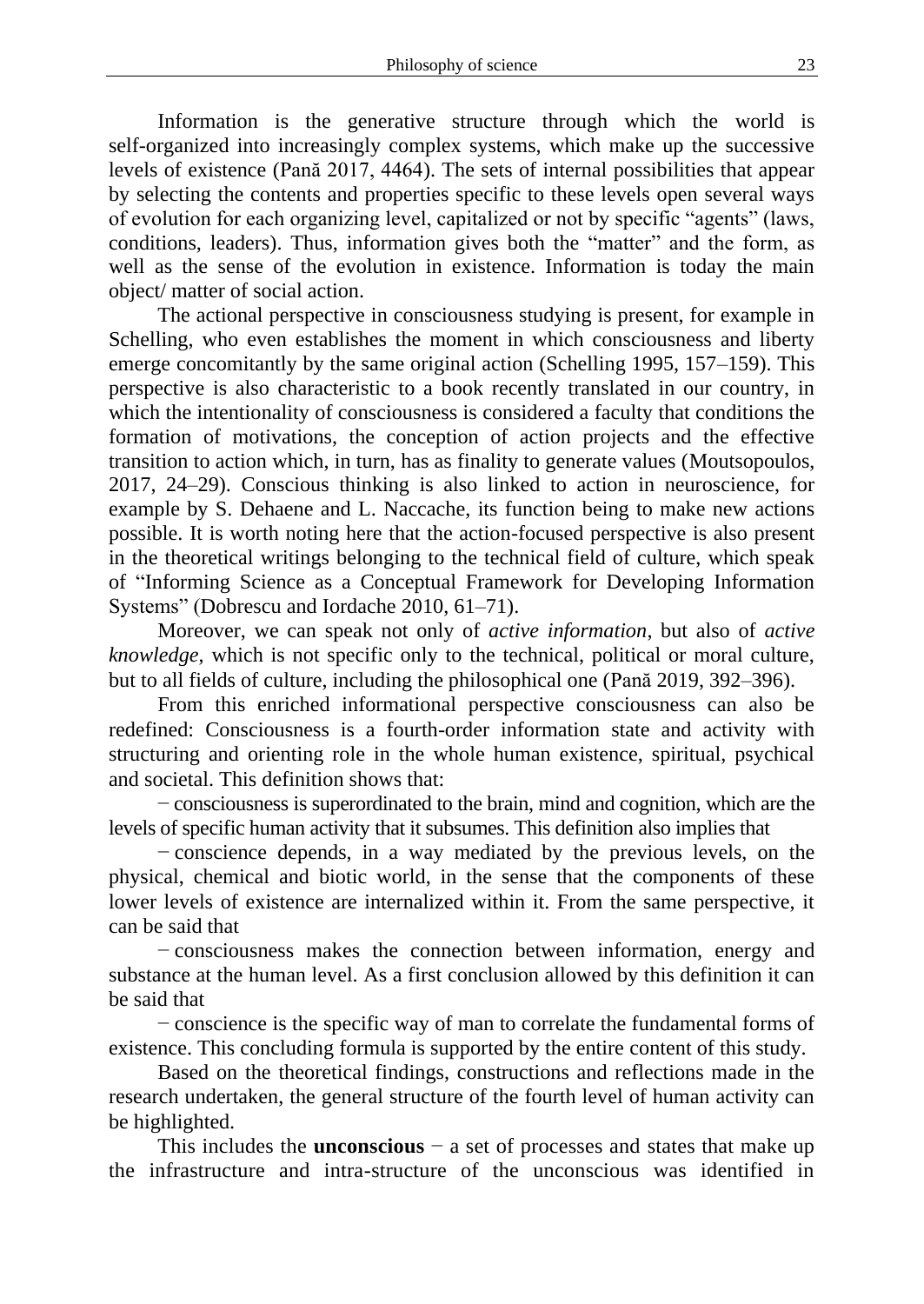Information is the generative structure through which the world is self-organized into increasingly complex systems, which make up the successive levels of existence (Pană 2017, 4464). The sets of internal possibilities that appear by selecting the contents and properties specific to these levels open several ways of evolution for each organizing level, capitalized or not by specific "agents" (laws, conditions, leaders). Thus, information gives both the "matter" and the form, as well as the sense of the evolution in existence. Information is today the main object/ matter of social action.

The actional perspective in consciousness studying is present, for example in Schelling, who even establishes the moment in which consciousness and liberty emerge concomitantly by the same original action (Schelling 1995, 157–159). This perspective is also characteristic to a book recently translated in our country, in which the intentionality of consciousness is considered a faculty that conditions the formation of motivations, the conception of action projects and the effective transition to action which, in turn, has as finality to generate values (Moutsopoulos, 2017, 24–29). Conscious thinking is also linked to action in neuroscience, for example by S. Dehaene and L. Naccache, its function being to make new actions possible. It is worth noting here that the action-focused perspective is also present in the theoretical writings belonging to the technical field of culture, which speak of "Informing Science as a Conceptual Framework for Developing Information Systems" (Dobrescu and Iordache 2010, 61–71).

Moreover, we can speak not only of *active information*, but also of *active knowledge*, which is not specific only to the technical, political or moral culture, but to all fields of culture, including the philosophical one (Pană 2019, 392–396).

From this enriched informational perspective consciousness can also be redefined: Consciousness is a fourth-order information state and activity with structuring and orienting role in the whole human existence, spiritual, psychical and societal. This definition shows that:

− consciousness is superordinated to the brain, mind and cognition, which are the levels of specific human activity that it subsumes. This definition also implies that

− conscience depends, in a way mediated by the previous levels, on the physical, chemical and biotic world, in the sense that the components of these lower levels of existence are internalized within it. From the same perspective, it can be said that

− consciousness makes the connection between information, energy and substance at the human level. As a first conclusion allowed by this definition it can be said that

− conscience is the specific way of man to correlate the fundamental forms of existence. This concluding formula is supported by the entire content of this study.

Based on the theoretical findings, constructions and reflections made in the research undertaken, the general structure of the fourth level of human activity can be highlighted.

This includes the **unconscious** − a set of processes and states that make up the infrastructure and intra-structure of the unconscious was identified in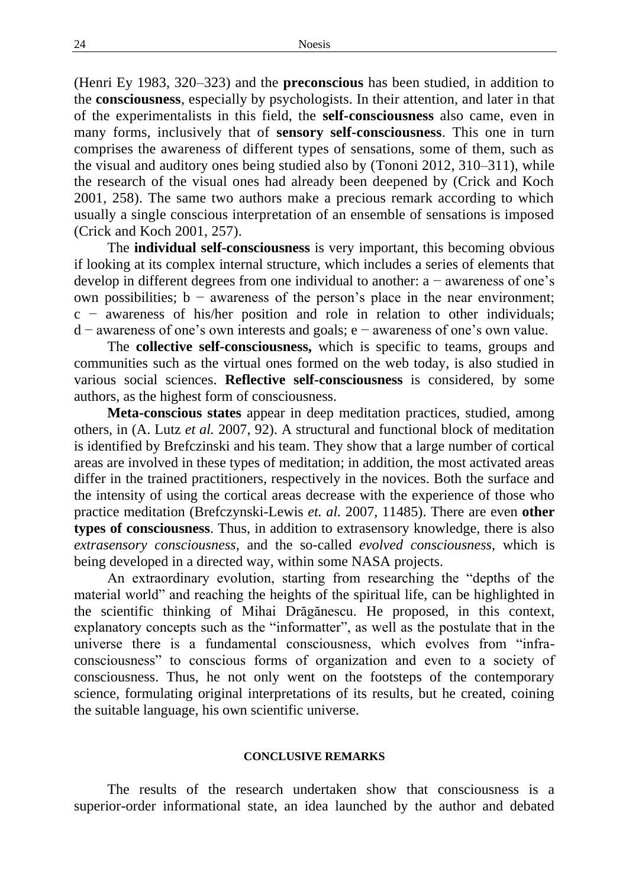(Henri Ey 1983, 320–323) and the **preconscious** has been studied, in addition to the **consciousness**, especially by psychologists. In their attention, and later in that of the experimentalists in this field, the **self-consciousness** also came, even in many forms, inclusively that of **sensory self-consciousness**. This one in turn comprises the awareness of different types of sensations, some of them, such as the visual and auditory ones being studied also by (Tononi 2012, 310–311), while the research of the visual ones had already been deepened by (Crick and Koch 2001, 258). The same two authors make a precious remark according to which usually a single conscious interpretation of an ensemble of sensations is imposed (Crick and Koch 2001, 257).

The **individual self-consciousness** is very important, this becoming obvious if looking at its complex internal structure, which includes a series of elements that develop in different degrees from one individual to another: a − awareness of one's own possibilities; b − awareness of the person's place in the near environment; c − awareness of his/her position and role in relation to other individuals; d − awareness of one's own interests and goals; e − awareness of one's own value.

The **collective self-consciousness,** which is specific to teams, groups and communities such as the virtual ones formed on the web today, is also studied in various social sciences. **Reflective self-consciousness** is considered, by some authors, as the highest form of consciousness.

**Meta-conscious states** appear in deep meditation practices, studied, among others, in (A. Lutz *et al.* 2007, 92). A structural and functional block of meditation is identified by Brefczinski and his team. They show that a large number of cortical areas are involved in these types of meditation; in addition, the most activated areas differ in the trained practitioners, respectively in the novices. Both the surface and the intensity of using the cortical areas decrease with the experience of those who practice meditation (Brefczynski-Lewis *et. al.* 2007, 11485). There are even **other types of consciousness**. Thus, in addition to extrasensory knowledge, there is also *extrasensory consciousness,* and the so-called *evolved consciousness*, which is being developed in a directed way, within some NASA projects.

An extraordinary evolution, starting from researching the "depths of the material world" and reaching the heights of the spiritual life, can be highlighted in the scientific thinking of Mihai Drăgănescu. He proposed, in this context, explanatory concepts such as the "informatter", as well as the postulate that in the universe there is a fundamental consciousness, which evolves from "infra-consciousness" to conscious forms of organization and even to a society of consciousness. Thus, he not only went on the footsteps of the contemporary science, formulating original interpretations of its results, but he created, coining the suitable language, his own scientific universe.

## CONCLUSIVE REMARKS

The results of the research undertaken show that consciousness is a superior-order informational state, an idea launched by the author and debated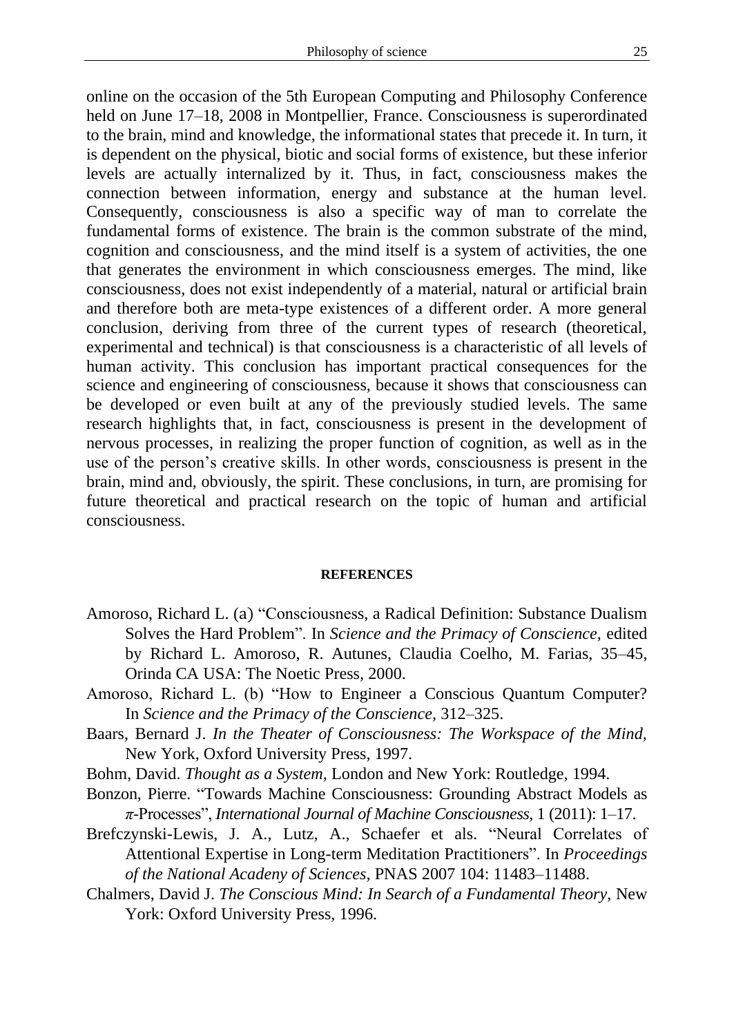online on the occasion of the 5th European Computing and Philosophy Conference held on June 17–18, 2008 in Montpellier, France. Consciousness is superordinated to the brain, mind and knowledge, the informational states that precede it. In turn, it is dependent on the physical, biotic and social forms of existence, but these inferior levels are actually internalized by it. Thus, in fact, consciousness makes the connection between information, energy and substance at the human level. Consequently, consciousness is also a specific way of man to correlate the fundamental forms of existence. The brain is the common substrate of the mind, cognition and consciousness, and the mind itself is a system of activities, the one that generates the environment in which consciousness emerges. The mind, like consciousness, does not exist independently of a material, natural or artificial brain and therefore both are meta-type existences of a different order. A more general conclusion, deriving from three of the current types of research (theoretical, experimental and technical) is that consciousness is a characteristic of all levels of human activity. This conclusion has important practical consequences for the science and engineering of consciousness, because it shows that consciousness can be developed or even built at any of the previously studied levels. The same research highlights that, in fact, consciousness is present in the development of nervous processes, in realizing the proper function of cognition, as well as in the use of the person's creative skills. In other words, consciousness is present in the brain, mind and, obviously, the spirit. These conclusions, in turn, are promising for future theoretical and practical research on the topic of human and artificial consciousness.

## REFERENCES

Amoroso, Richard L. (a) "Consciousness, a Radical Definition: Substance Dualism Solves the Hard Problem". In *Science and the Primacy of Conscience,* edited by Richard L. Amoroso, R. Autunes, Claudia Coelho, M. Farias, 35–45, Orinda CA USA: The Noetic Press, 2000.

Amoroso, Richard L. (b) "How to Engineer a Conscious Quantum Computer? In *Science and the Primacy of the Conscience,* 312–325.

Baars, Bernard J. *In the Theater of Consciousness: The Workspace of the Mind,* New York, Oxford University Press, 1997.

Bohm, David. *Thought as a System,* London and New York: Routledge, 1994.

Bonzon, Pierre. "Towards Machine Consciousness: Grounding Abstract Models as *π*-Processes", *International Journal of Machine Consciousness,* 1 (2011): 1–17.

Brefczynski-Lewis, J. A., Lutz, A., Schaefer et als. "Neural Correlates of Attentional Expertise in Long-term Meditation Practitioners". In *Proceedings of the National Acadeny of Sciences,* PNAS 2007 104: 11483–11488.

Chalmers, David J. *The Conscious Mind: In Search of a Fundamental Theory,* New York: Oxford University Press, 1996.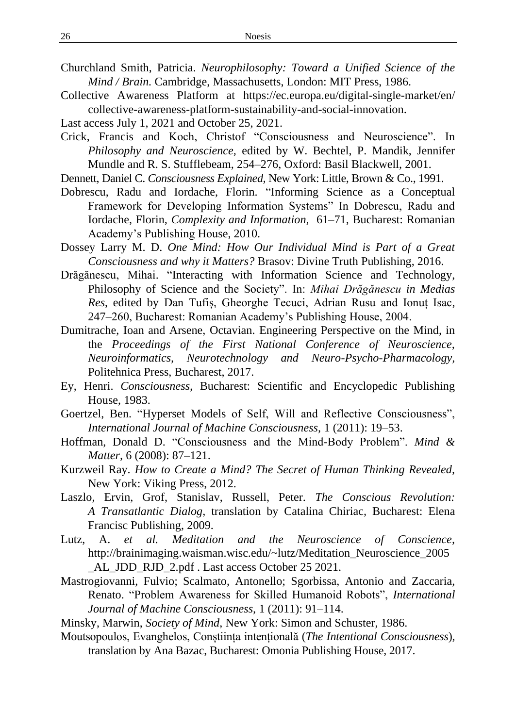Churchland Smith, Patricia. *Neurophilosophy: Toward a Unified Science of the Mind / Brain.* Cambridge, Massachusetts, London: MIT Press, 1986.

Collective Awareness Platform at https://ec.europa.eu/digital-single-market/en/collective-awareness-platform-sustainability-and-social-innovation.

Last access July 1, 2021 and October 25, 2021.

Crick, Francis and Koch, Christof "Consciousness and Neuroscience". In *Philosophy and Neuroscience,* edited by W. Bechtel, P. Mandik, Jennifer Mundle and R. S. Stufflebeam, 254–276, Oxford: Basil Blackwell, 2001.

Dennett, Daniel C. *Consciousness Explained*, New York: Little, Brown & Co., 1991.

Dobrescu, Radu and Iordache, Florin. "Informing Science as a Conceptual Framework for Developing Information Systems" In Dobrescu, Radu and Iordache, Florin, *Complexity and Information,* 61–71, Bucharest: Romanian Academy's Publishing House, 2010.

Dossey Larry M. D. *One Mind: How Our Individual Mind is Part of a Great Consciousness and why it Matters?* Brasov: Divine Truth Publishing, 2016.

Drăgănescu, Mihai. "Interacting with Information Science and Technology, Philosophy of Science and the Society". In: *Mihai Drăgănescu in Medias Res*, edited by Dan Tufiș, Gheorghe Tecuci, Adrian Rusu and Ionuț Isac, 247–260, Bucharest: Romanian Academy's Publishing House, 2004.

Dumitrache, Ioan and Arsene, Octavian. Engineering Perspective on the Mind, in the *Proceedings of the First National Conference of Neuroscience, Neuroinformatics, Neurotechnology and Neuro-Psycho-Pharmacology,* Politehnica Press, Bucharest, 2017.

Ey, Henri. *Consciousness,* Bucharest: Scientific and Encyclopedic Publishing House, 1983.

Goertzel, Ben. "Hyperset Models of Self, Will and Reflective Consciousness", *International Journal of Machine Consciousness,* 1 (2011): 19–53.

Hoffman, Donald D. "Consciousness and the Mind-Body Problem". *Mind & Matter,* 6 (2008): 87–121.

Kurzweil Ray. *How to Create a Mind? The Secret of Human Thinking Revealed,* New York: Viking Press, 2012.

Laszlo, Ervin, Grof, Stanislav, Russell, Peter. *The Conscious Revolution: A Transatlantic Dialog,* translation by Catalina Chiriac, Bucharest: Elena Francisc Publishing, 2009.

Lutz, A. *et al. Meditation and the Neuroscience of Conscience,* http://brainimaging.waisman.wisc.edu/~lutz/Meditation_Neuroscience_2005_AL_JDD_RJD_2.pdf . Last access October 25 2021.

Mastrogiovanni, Fulvio; Scalmato, Antonello; Sgorbissa, Antonio and Zaccaria, Renato. "Problem Awareness for Skilled Humanoid Robots", *International Journal of Machine Consciousness,* 1 (2011): 91–114.

Minsky, Marwin, *Society of Mind*, New York: Simon and Schuster, 1986.

Moutsopoulos, Evanghelos, Conștiința intențională (*The Intentional Consciousness*), translation by Ana Bazac, Bucharest: Omonia Publishing House, 2017.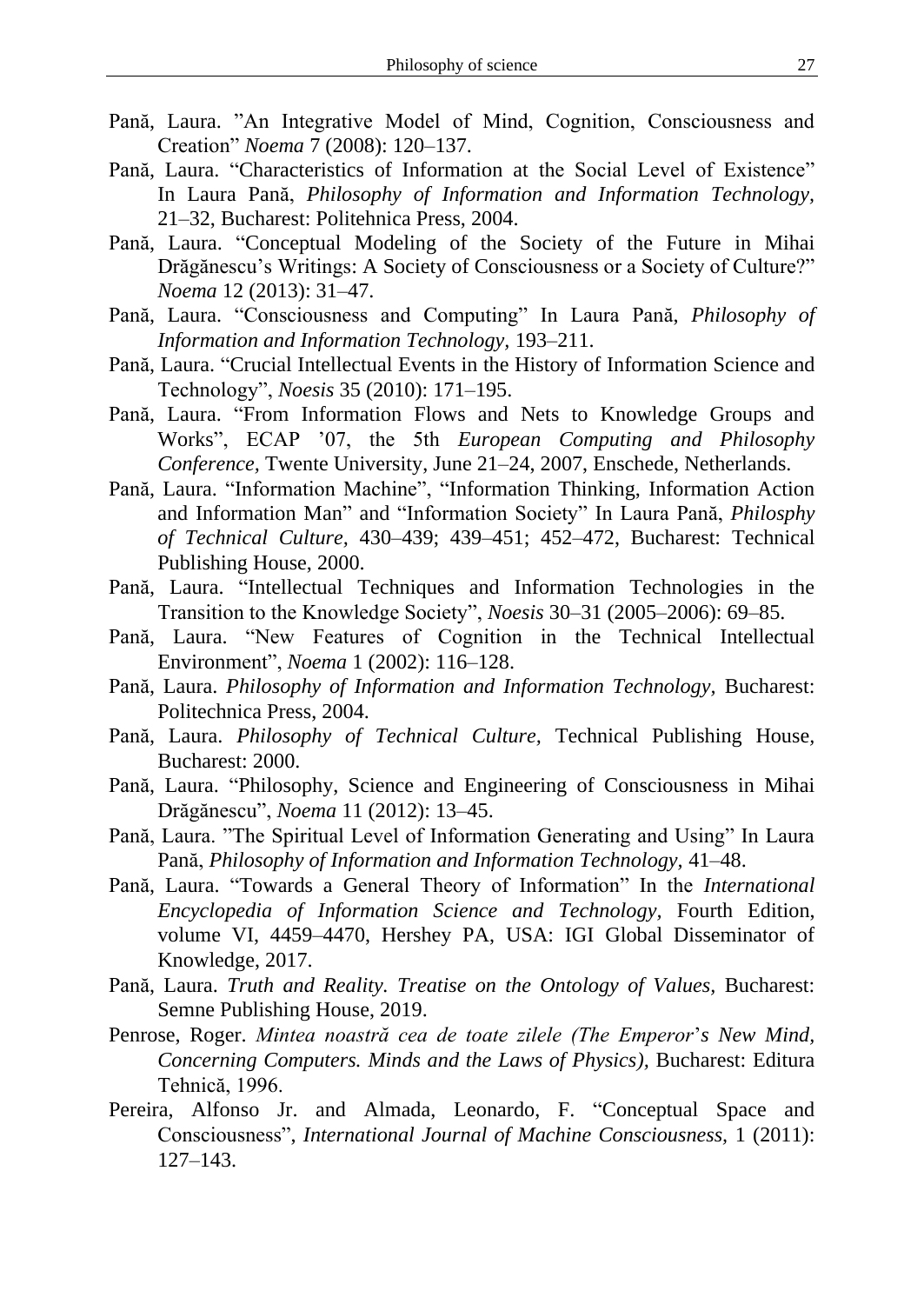Pană, Laura. ”An Integrative Model of Mind, Cognition, Consciousness and Creation” *Noema* 7 (2008): 120–137.

Pană, Laura. “Characteristics of Information at the Social Level of Existence” In Laura Pană, *Philosophy of Information and Information Technology*, 21–32, Bucharest: Politehnica Press, 2004.

Pană, Laura. “Conceptual Modeling of the Society of the Future in Mihai Drăgănescu’s Writings: A Society of Consciousness or a Society of Culture?” *Noema* 12 (2013): 31–47.

Pană, Laura. “Consciousness and Computing” In Laura Pană, *Philosophy of Information and Information Technology*, 193–211.

Pană, Laura. “Crucial Intellectual Events in the History of Information Science and Technology”, *Noesis* 35 (2010): 171–195.

Pană, Laura. “From Information Flows and Nets to Knowledge Groups and Works”, ECAP ’07, the 5th *European Computing and Philosophy Conference*, Twente University, June 21–24, 2007, Enschede, Netherlands.

Pană, Laura. “Information Machine”, “Information Thinking, Information Action and Information Man” and “Information Society” In Laura Pană, *Philosphy of Technical Culture*, 430–439; 439–451; 452–472, Bucharest: Technical Publishing House, 2000.

Pană, Laura. “Intellectual Techniques and Information Technologies in the Transition to the Knowledge Society”, *Noesis* 30–31 (2005–2006): 69–85.

Pană, Laura. “New Features of Cognition in the Technical Intellectual Environment”, *Noema* 1 (2002): 116–128.

Pană, Laura. *Philosophy of Information and Information Technology*, Bucharest: Politechnica Press, 2004.

Pană, Laura. *Philosophy of Technical Culture*, Technical Publishing House, Bucharest: 2000.

Pană, Laura. “Philosophy, Science and Engineering of Consciousness in Mihai Drăgănescu”, *Noema* 11 (2012): 13–45.

Pană, Laura. ”The Spiritual Level of Information Generating and Using” In Laura Pană, *Philosophy of Information and Information Technology*, 41–48.

Pană, Laura. “Towards a General Theory of Information” In the *International Encyclopedia of Information Science and Technology*, Fourth Edition, volume VI, 4459–4470, Hershey PA, USA: IGI Global Disseminator of Knowledge, 2017.

Pană, Laura. *Truth and Reality. Treatise on the Ontology of Values*, Bucharest: Semne Publishing House, 2019.

Penrose, Roger. *Mintea noastră cea de toate zilele (The Emperor*’*s New Mind, Concerning Computers. Minds and the Laws of Physics)*, Bucharest: Editura Tehnică, 1996.

Pereira, Alfonso Jr. and Almada, Leonardo, F. “Conceptual Space and Consciousness”, *International Journal of Machine Consciousness*, 1 (2011): 127–143.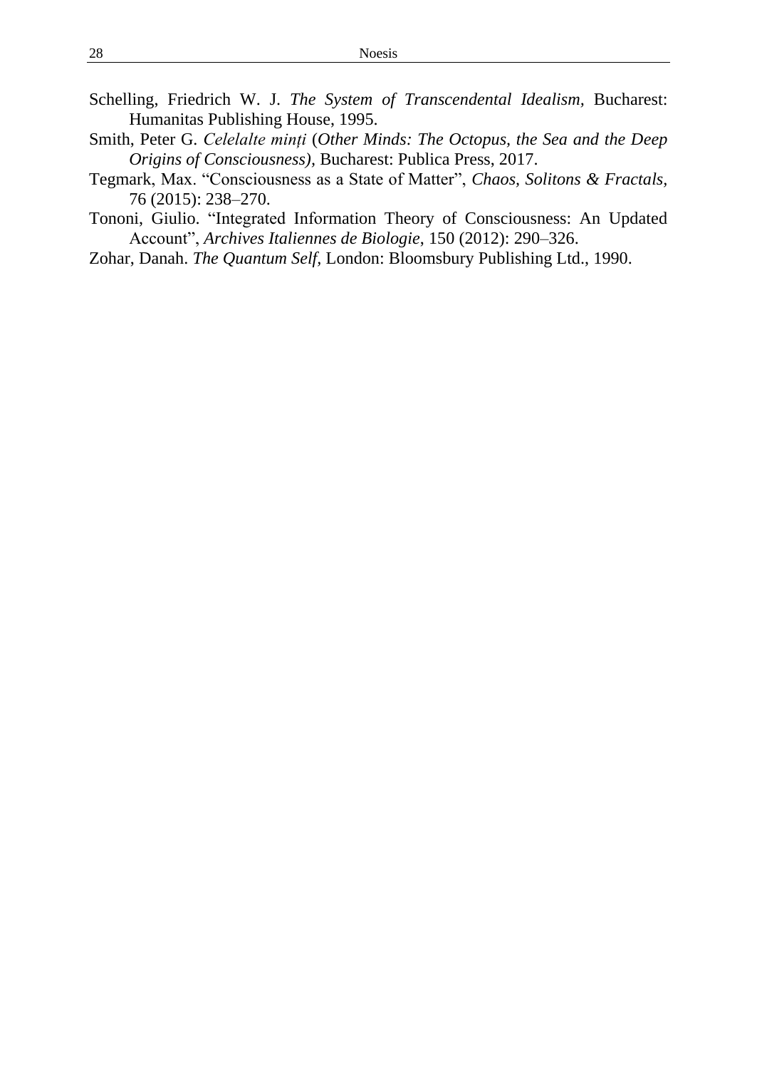Schelling, Friedrich W. J. *The System of Transcendental Idealism,* Bucharest: Humanitas Publishing House, 1995.

Smith, Peter G. *Celelalte minți* (*Other Minds: The Octopus, the Sea and the Deep Origins of Consciousness),* Bucharest: Publica Press, 2017.

Tegmark, Max. "Consciousness as a State of Matter", *Chaos, Solitons & Fractals,* 76 (2015): 238–270.

Tononi, Giulio. "Integrated Information Theory of Consciousness: An Updated Account", *Archives Italiennes de Biologie*, 150 (2012): 290–326.

Zohar, Danah. *The Quantum Self,* London: Bloomsbury Publishing Ltd., 1990.